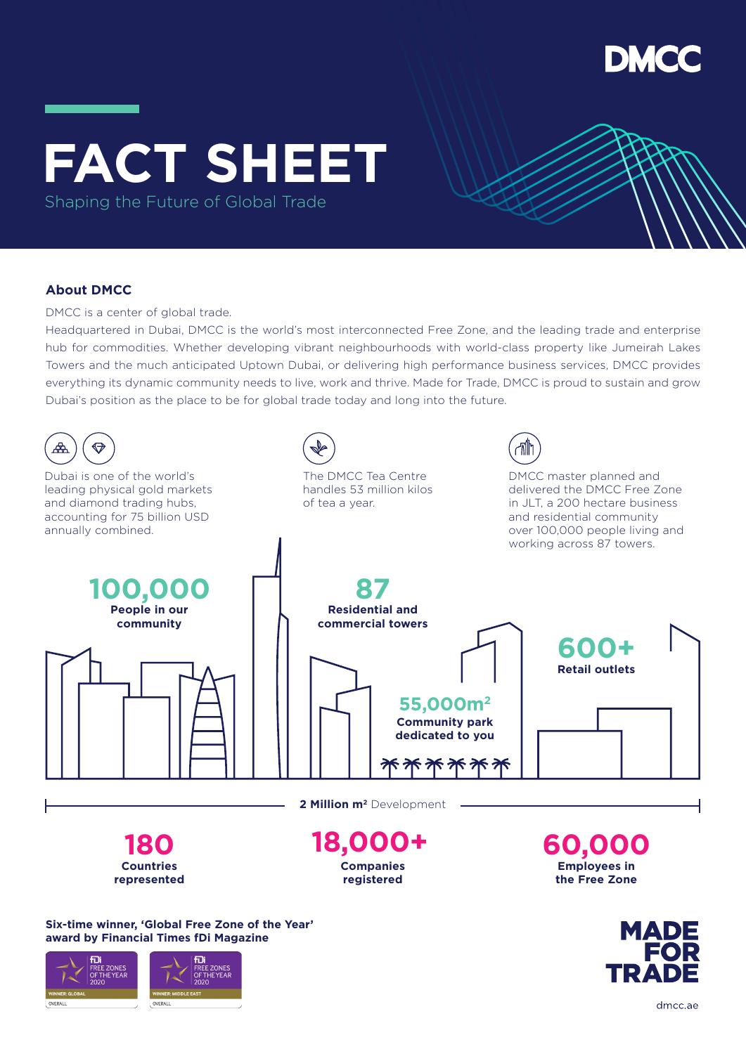DMCC

# FACT SHEET

Shaping the Future of Global Trade

## About DMCC

DMCC is a center of global trade.

Headquartered in Dubai, DMCC is the world's most interconnected Free Zone, and the leading trade and enterprise hub for commodities. Whether developing vibrant neighbourhoods with world-class property like Jumeirah Lakes Towers and the much anticipated Uptown Dubai, or delivering high performance business services, DMCC provides everything its dynamic community needs to live, work and thrive. Made for Trade, DMCC is proud to sustain and grow Dubai's position as the place to be for global trade today and long into the future.

Dubai is one of the world's leading physical gold markets and diamond trading hubs, accounting for 75 billion USD annually combined.

The DMCC Tea Centre handles 53 million kilos of tea a year.

DMCC master planned and delivered the DMCC Free Zone in JLT, a 200 hectare business and residential community over 100,000 people living and working across 87 towers.

**100,000**
**People in our community**

**87**
**Residential and commercial towers**

**600+**
**Retail outlets**

**55,000m²**
**Community park dedicated to you**

**2 Million m²** Development

**180**
**Countries represented**

**18,000+**
**Companies registered**

**60,000**
**Employees in the Free Zone**

**Six-time winner, 'Global Free Zone of the Year' award by Financial Times fDi Magazine**

fDi FREE ZONES OF THE YEAR 2020 – WINNER: GLOBAL – OVERALL

fDi FREE ZONES OF THE YEAR 2020 – WINNER: MIDDLE EAST – OVERALL

MADE FOR TRADE

dmcc.ae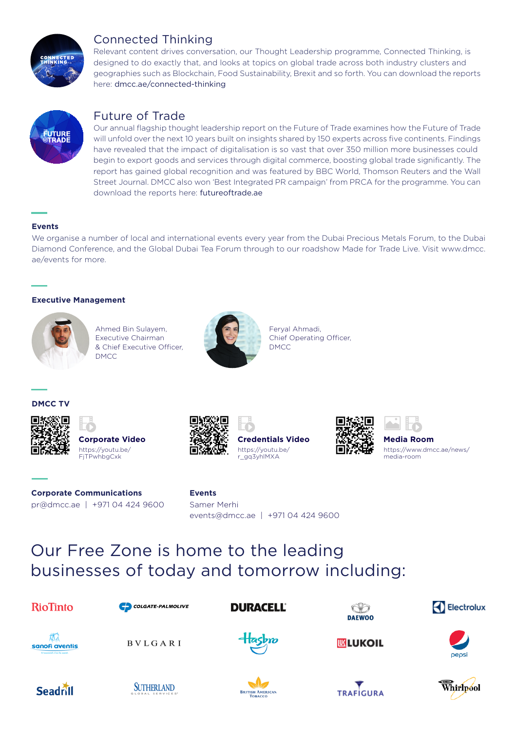## Connected Thinking

Relevant content drives conversation, our Thought Leadership programme, Connected Thinking, is designed to do exactly that, and looks at topics on global trade across both industry clusters and geographies such as Blockchain, Food Sustainability, Brexit and so forth. You can download the reports here: dmcc.ae/connected-thinking

## Future of Trade

Our annual flagship thought leadership report on the Future of Trade examines how the Future of Trade will unfold over the next 10 years built on insights shared by 150 experts across five continents. Findings have revealed that the impact of digitalisation is so vast that over 350 million more businesses could begin to export goods and services through digital commerce, boosting global trade significantly. The report has gained global recognition and was featured by BBC World, Thomson Reuters and the Wall Street Journal. DMCC also won 'Best Integrated PR campaign' from PRCA for the programme. You can download the reports here: futureoftrade.ae

### Events

We organise a number of local and international events every year from the Dubai Precious Metals Forum, to the Dubai Diamond Conference, and the Global Dubai Tea Forum through to our roadshow Made for Trade Live. Visit www.dmcc.ae/events for more.

### Executive Management

Ahmed Bin Sulayem,
Executive Chairman
& Chief Executive Officer,
DMCC

Feryal Ahmadi,
Chief Operating Officer,
DMCC

### DMCC TV

**Corporate Video**
https://youtu.be/FjTPwhbgCxk

**Credentials Video**
https://youtu.be/r_gq3yhlMXA

**Media Room**
https://www.dmcc.ae/news/media-room

**Corporate Communications**
pr@dmcc.ae | +971 04 424 9600

**Events**
Samer Merhi
events@dmcc.ae | +971 04 424 9600

## Our Free Zone is home to the leading businesses of today and tomorrow including:

RioTinto, Colgate-Palmolive, Duracell, Daewoo, Electrolux, Sanofi Aventis, Bvlgari, Hasbro, Lukoil, Pepsi, Seadrill, Sutherland Global Services, British American Tobacco, Trafigura, Whirlpool